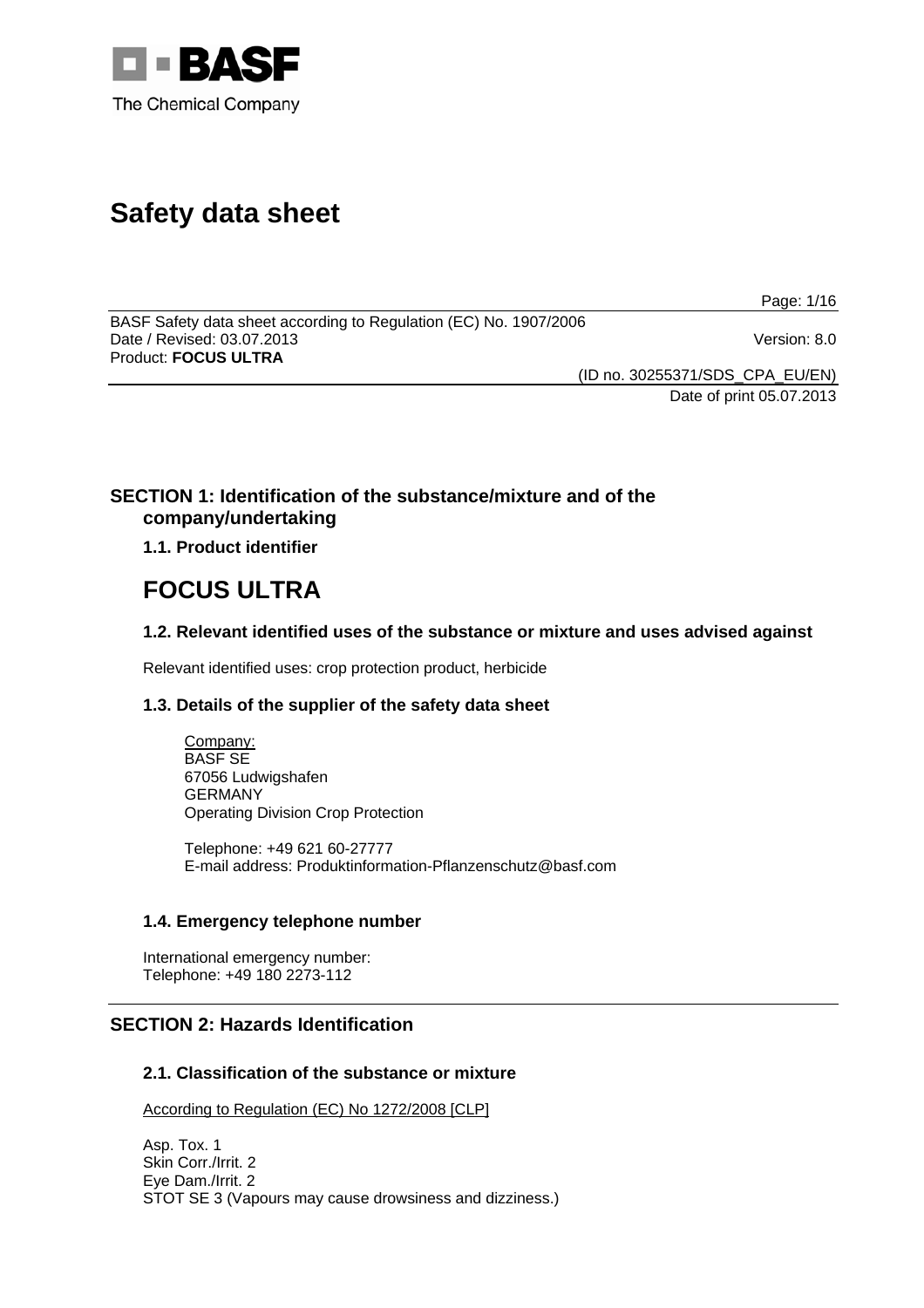BASF
The Chemical Company

# Safety data sheet

BASF Safety data sheet according to Regulation (EC) No. 1907/2006
Date / Revised: 03.07.2013 Version: 8.0
Product: **FOCUS ULTRA**

(ID no. 30255371/SDS_CPA_EU/EN)
Date of print 05.07.2013

## SECTION 1: Identification of the substance/mixture and of the company/undertaking

### 1.1. Product identifier

# FOCUS ULTRA

### 1.2. Relevant identified uses of the substance or mixture and uses advised against

Relevant identified uses: crop protection product, herbicide

### 1.3. Details of the supplier of the safety data sheet

Company:
BASF SE
67056 Ludwigshafen
GERMANY
Operating Division Crop Protection

Telephone: +49 621 60-27777
E-mail address: Produktinformation-Pflanzenschutz@basf.com

### 1.4. Emergency telephone number

International emergency number:
Telephone: +49 180 2273-112

## SECTION 2: Hazards Identification

### 2.1. Classification of the substance or mixture

According to Regulation (EC) No 1272/2008 [CLP]

Asp. Tox. 1
Skin Corr./Irrit. 2
Eye Dam./Irrit. 2
STOT SE 3 (Vapours may cause drowsiness and dizziness.)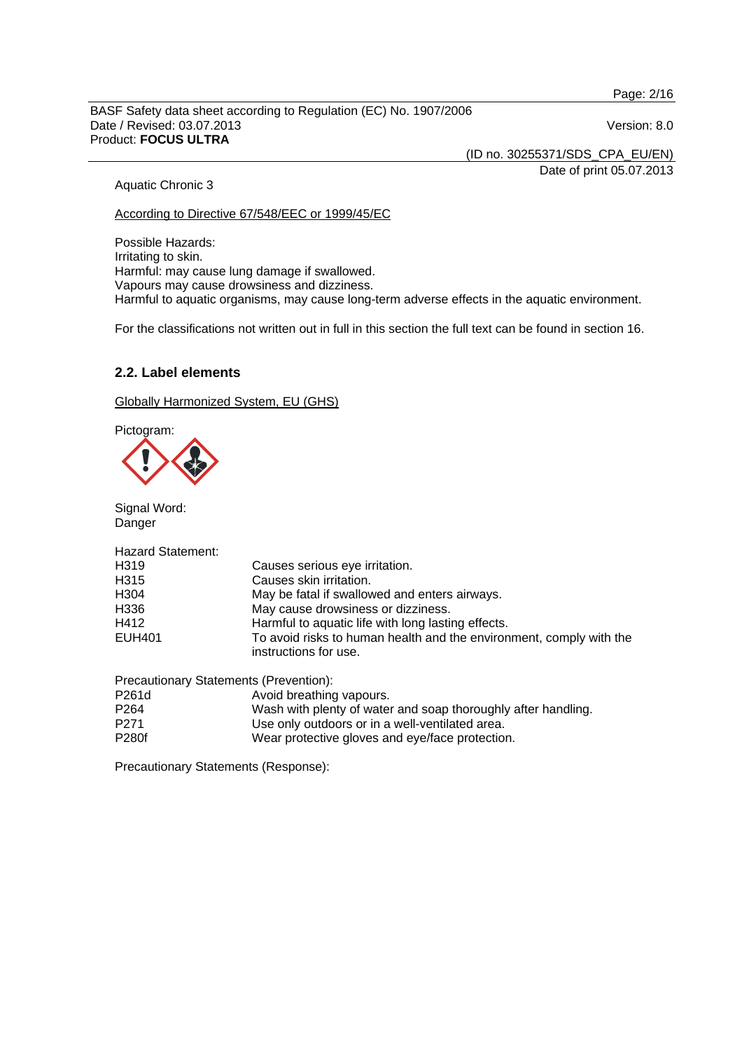Aquatic Chronic 3

According to Directive 67/548/EEC or 1999/45/EC

Possible Hazards:
Irritating to skin.
Harmful: may cause lung damage if swallowed.
Vapours may cause drowsiness and dizziness.
Harmful to aquatic organisms, may cause long-term adverse effects in the aquatic environment.

For the classifications not written out in full in this section the full text can be found in section 16.

## 2.2. Label elements

Globally Harmonized System, EU (GHS)

Pictogram:

Signal Word:
Danger

Hazard Statement:

| | |
|---|---|
| H319 | Causes serious eye irritation. |
| H315 | Causes skin irritation. |
| H304 | May be fatal if swallowed and enters airways. |
| H336 | May cause drowsiness or dizziness. |
| H412 | Harmful to aquatic life with long lasting effects. |
| EUH401 | To avoid risks to human health and the environment, comply with the instructions for use. |

Precautionary Statements (Prevention):

| | |
|---|---|
| P261d | Avoid breathing vapours. |
| P264 | Wash with plenty of water and soap thoroughly after handling. |
| P271 | Use only outdoors or in a well-ventilated area. |
| P280f | Wear protective gloves and eye/face protection. |

Precautionary Statements (Response):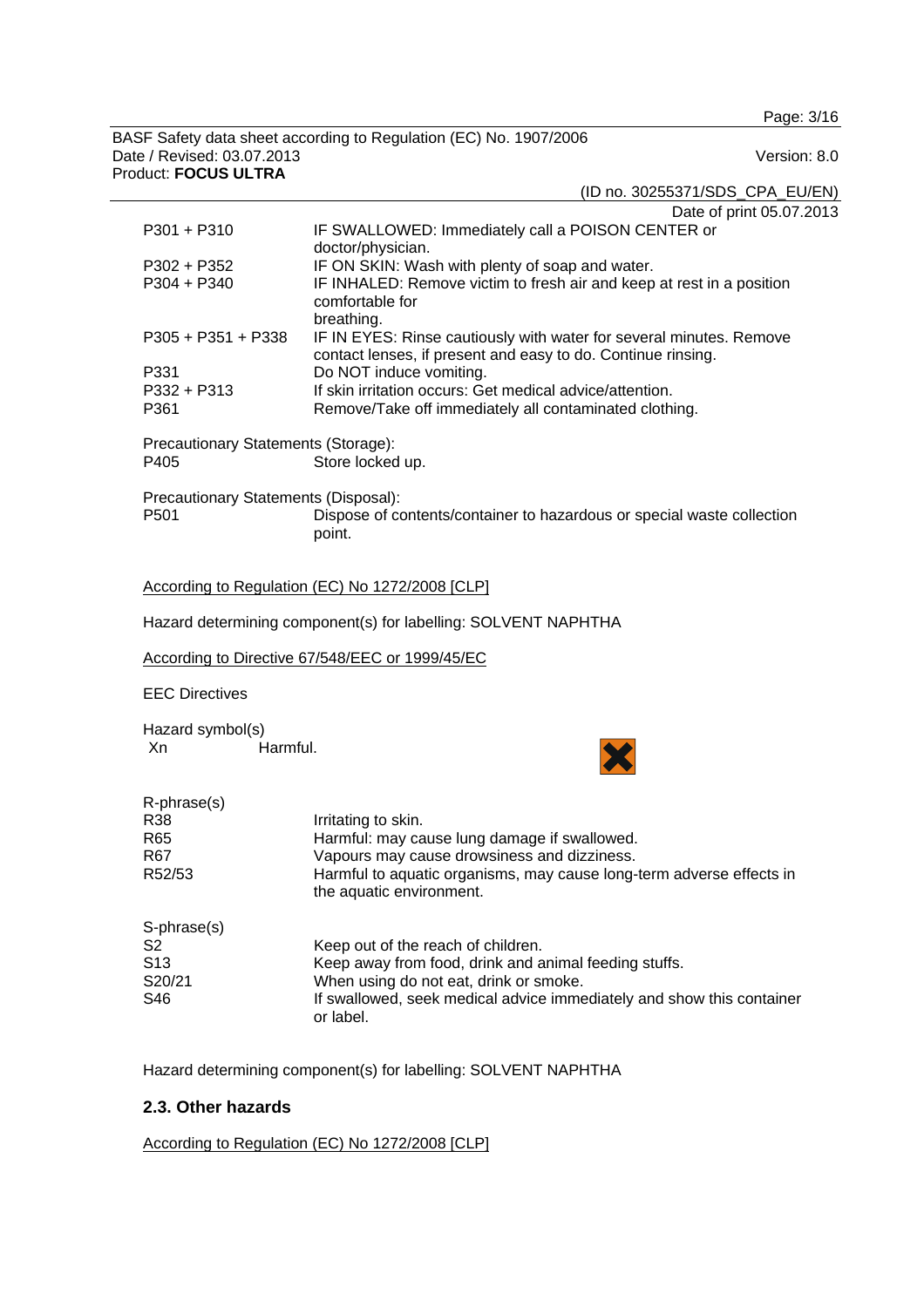Date of print 05.07.2013

| | |
|---|---|
| P301 + P310 | IF SWALLOWED: Immediately call a POISON CENTER or doctor/physician. |
| P302 + P352 | IF ON SKIN: Wash with plenty of soap and water. |
| P304 + P340 | IF INHALED: Remove victim to fresh air and keep at rest in a position comfortable for breathing. |
| P305 + P351 + P338 | IF IN EYES: Rinse cautiously with water for several minutes. Remove contact lenses, if present and easy to do. Continue rinsing. |
| P331 | Do NOT induce vomiting. |
| P332 + P313 | If skin irritation occurs: Get medical advice/attention. |
| P361 | Remove/Take off immediately all contaminated clothing. |

Precautionary Statements (Storage):

| | |
|---|---|
| P405 | Store locked up. |

Precautionary Statements (Disposal):

| | |
|---|---|
| P501 | Dispose of contents/container to hazardous or special waste collection point. |

According to Regulation (EC) No 1272/2008 [CLP]

Hazard determining component(s) for labelling: SOLVENT NAPHTHA

According to Directive 67/548/EEC or 1999/45/EC

EEC Directives

Hazard symbol(s)

Xn Harmful.

R-phrase(s)

| | |
|---|---|
| R38 | Irritating to skin. |
| R65 | Harmful: may cause lung damage if swallowed. |
| R67 | Vapours may cause drowsiness and dizziness. |
| R52/53 | Harmful to aquatic organisms, may cause long-term adverse effects in the aquatic environment. |

S-phrase(s)

| | |
|---|---|
| S2 | Keep out of the reach of children. |
| S13 | Keep away from food, drink and animal feeding stuffs. |
| S20/21 | When using do not eat, drink or smoke. |
| S46 | If swallowed, seek medical advice immediately and show this container or label. |

Hazard determining component(s) for labelling: SOLVENT NAPHTHA

### 2.3. Other hazards

According to Regulation (EC) No 1272/2008 [CLP]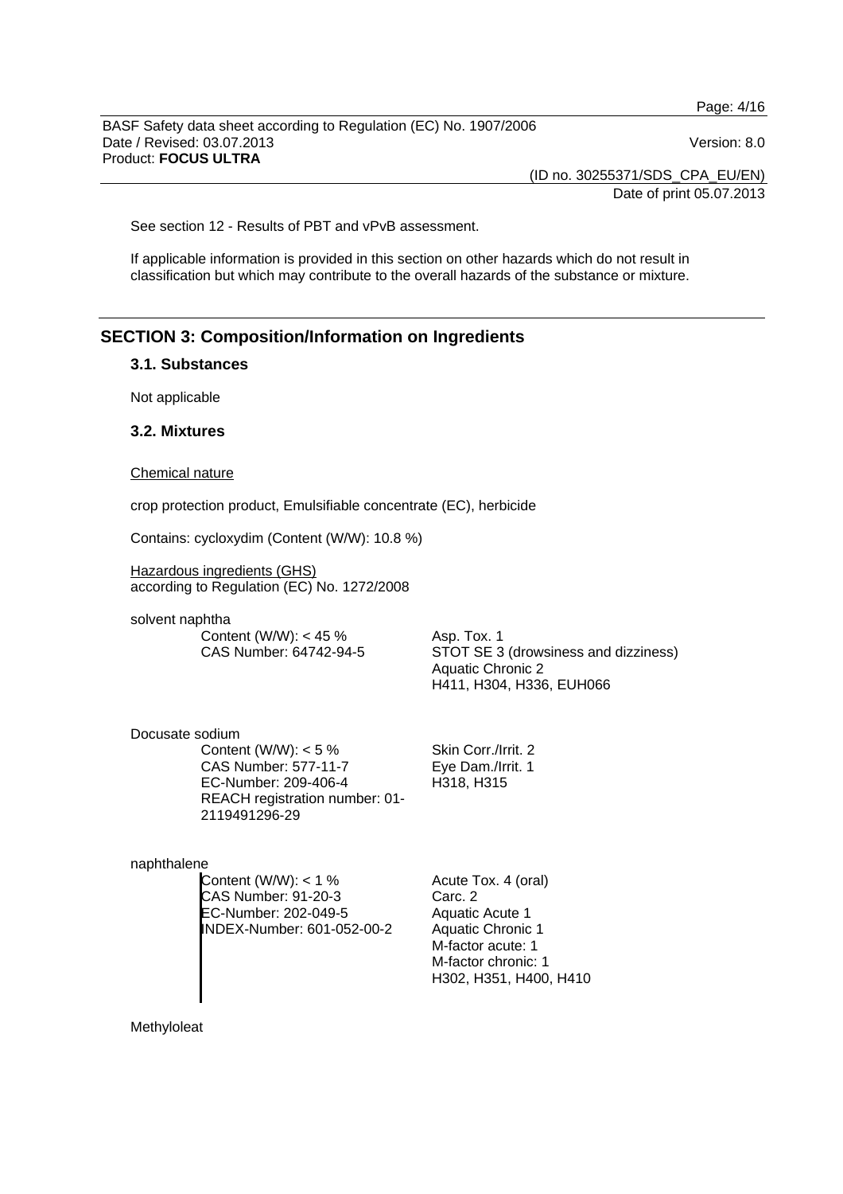See section 12 - Results of PBT and vPvB assessment.

If applicable information is provided in this section on other hazards which do not result in classification but which may contribute to the overall hazards of the substance or mixture.

## SECTION 3: Composition/Information on Ingredients

### 3.1. Substances

Not applicable

### 3.2. Mixtures

Chemical nature

crop protection product, Emulsifiable concentrate (EC), herbicide

Contains: cycloxydim (Content (W/W): 10.8 %)

Hazardous ingredients (GHS)
according to Regulation (EC) No. 1272/2008

solvent naphtha

| | |
|---|---|
| Content (W/W): < 45 %<br>CAS Number: 64742-94-5 | Asp. Tox. 1<br>STOT SE 3 (drowsiness and dizziness)<br>Aquatic Chronic 2<br>H411, H304, H336, EUH066 |

Docusate sodium

| | |
|---|---|
| Content (W/W): < 5 %<br>CAS Number: 577-11-7<br>EC-Number: 209-406-4<br>REACH registration number: 01-2119491296-29 | Skin Corr./Irrit. 2<br>Eye Dam./Irrit. 1<br>H318, H315 |

naphthalene

| | |
|---|---|
| Content (W/W): < 1 %<br>CAS Number: 91-20-3<br>EC-Number: 202-049-5<br>INDEX-Number: 601-052-00-2 | Acute Tox. 4 (oral)<br>Carc. 2<br>Aquatic Acute 1<br>Aquatic Chronic 1<br>M-factor acute: 1<br>M-factor chronic: 1<br>H302, H351, H400, H410 |

Methyloleat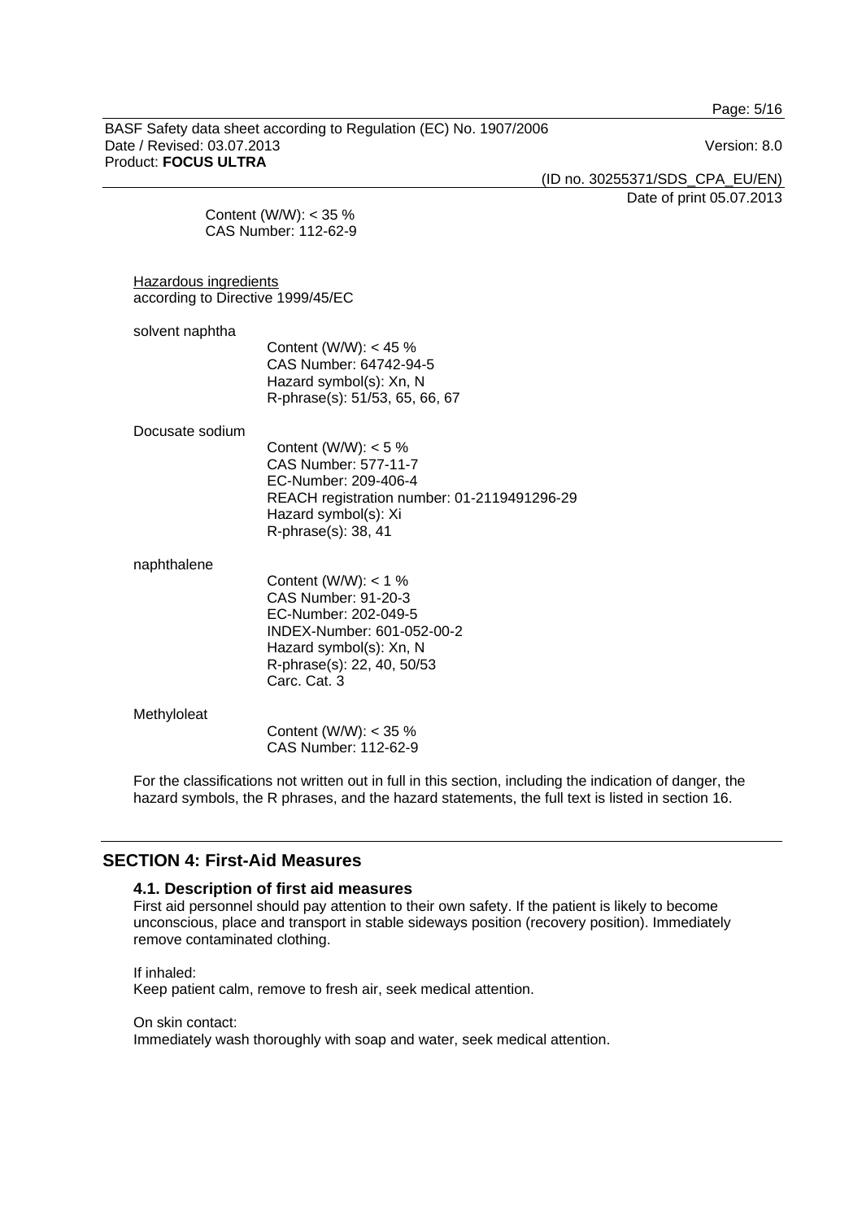Content (W/W): < 35 %
CAS Number: 112-62-9

Hazardous ingredients
according to Directive 1999/45/EC

solvent naphtha

Content (W/W): < 45 %
CAS Number: 64742-94-5
Hazard symbol(s): Xn, N
R-phrase(s): 51/53, 65, 66, 67

Docusate sodium

Content (W/W): < 5 %
CAS Number: 577-11-7
EC-Number: 209-406-4
REACH registration number: 01-2119491296-29
Hazard symbol(s): Xi
R-phrase(s): 38, 41

naphthalene

Content (W/W): < 1 %
CAS Number: 91-20-3
EC-Number: 202-049-5
INDEX-Number: 601-052-00-2
Hazard symbol(s): Xn, N
R-phrase(s): 22, 40, 50/53
Carc. Cat. 3

Methyloleat

Content (W/W): < 35 %
CAS Number: 112-62-9

For the classifications not written out in full in this section, including the indication of danger, the hazard symbols, the R phrases, and the hazard statements, the full text is listed in section 16.

## SECTION 4: First-Aid Measures

### 4.1. Description of first aid measures

First aid personnel should pay attention to their own safety. If the patient is likely to become unconscious, place and transport in stable sideways position (recovery position). Immediately remove contaminated clothing.

If inhaled:
Keep patient calm, remove to fresh air, seek medical attention.

On skin contact:
Immediately wash thoroughly with soap and water, seek medical attention.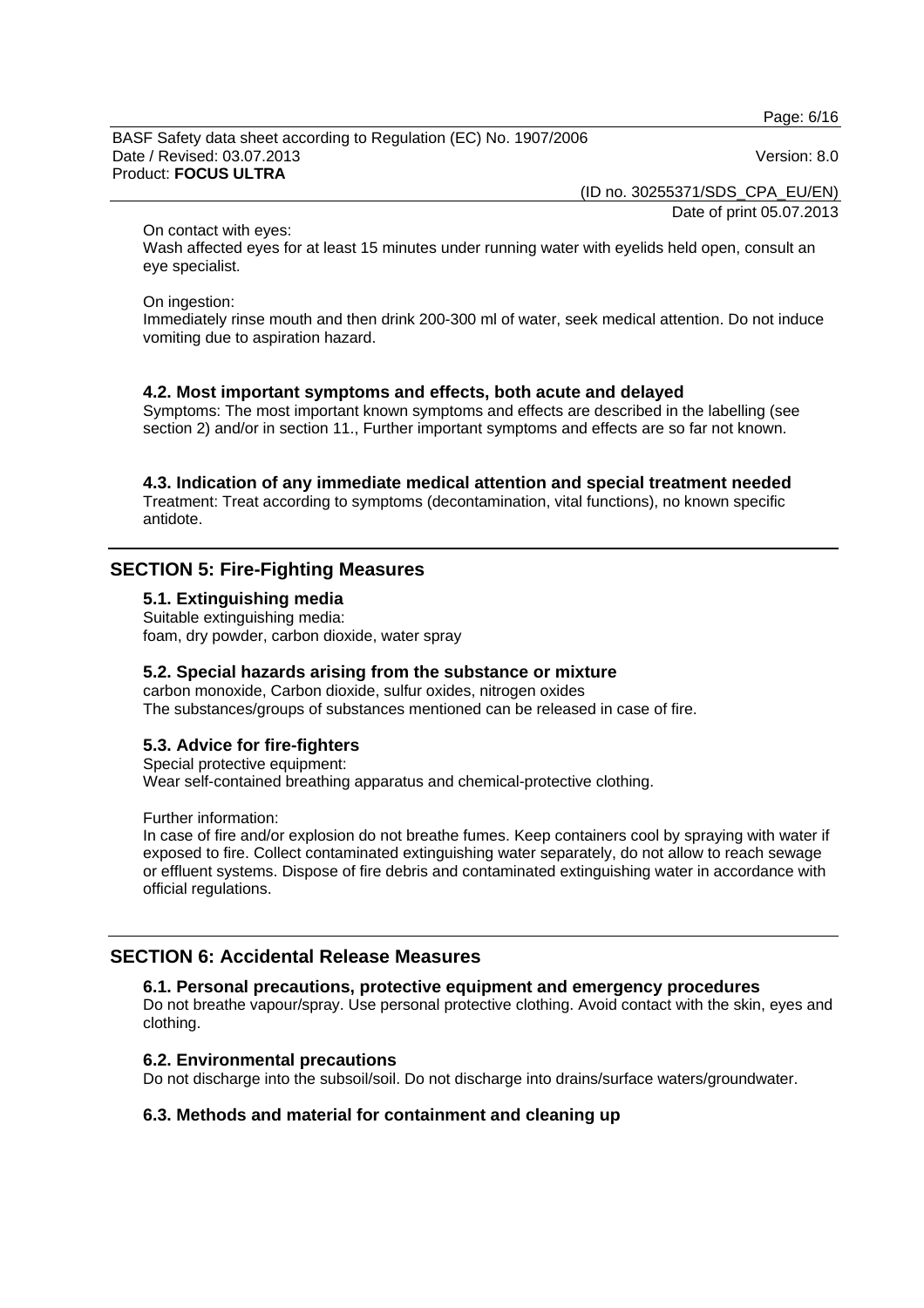On contact with eyes:
Wash affected eyes for at least 15 minutes under running water with eyelids held open, consult an eye specialist.

On ingestion:
Immediately rinse mouth and then drink 200-300 ml of water, seek medical attention. Do not induce vomiting due to aspiration hazard.

### 4.2. Most important symptoms and effects, both acute and delayed

Symptoms: The most important known symptoms and effects are described in the labelling (see section 2) and/or in section 11., Further important symptoms and effects are so far not known.

### 4.3. Indication of any immediate medical attention and special treatment needed

Treatment: Treat according to symptoms (decontamination, vital functions), no known specific antidote.

## SECTION 5: Fire-Fighting Measures

### 5.1. Extinguishing media

Suitable extinguishing media:
foam, dry powder, carbon dioxide, water spray

### 5.2. Special hazards arising from the substance or mixture

carbon monoxide, Carbon dioxide, sulfur oxides, nitrogen oxides
The substances/groups of substances mentioned can be released in case of fire.

### 5.3. Advice for fire-fighters

Special protective equipment:
Wear self-contained breathing apparatus and chemical-protective clothing.

Further information:
In case of fire and/or explosion do not breathe fumes. Keep containers cool by spraying with water if exposed to fire. Collect contaminated extinguishing water separately, do not allow to reach sewage or effluent systems. Dispose of fire debris and contaminated extinguishing water in accordance with official regulations.

## SECTION 6: Accidental Release Measures

### 6.1. Personal precautions, protective equipment and emergency procedures

Do not breathe vapour/spray. Use personal protective clothing. Avoid contact with the skin, eyes and clothing.

### 6.2. Environmental precautions

Do not discharge into the subsoil/soil. Do not discharge into drains/surface waters/groundwater.

### 6.3. Methods and material for containment and cleaning up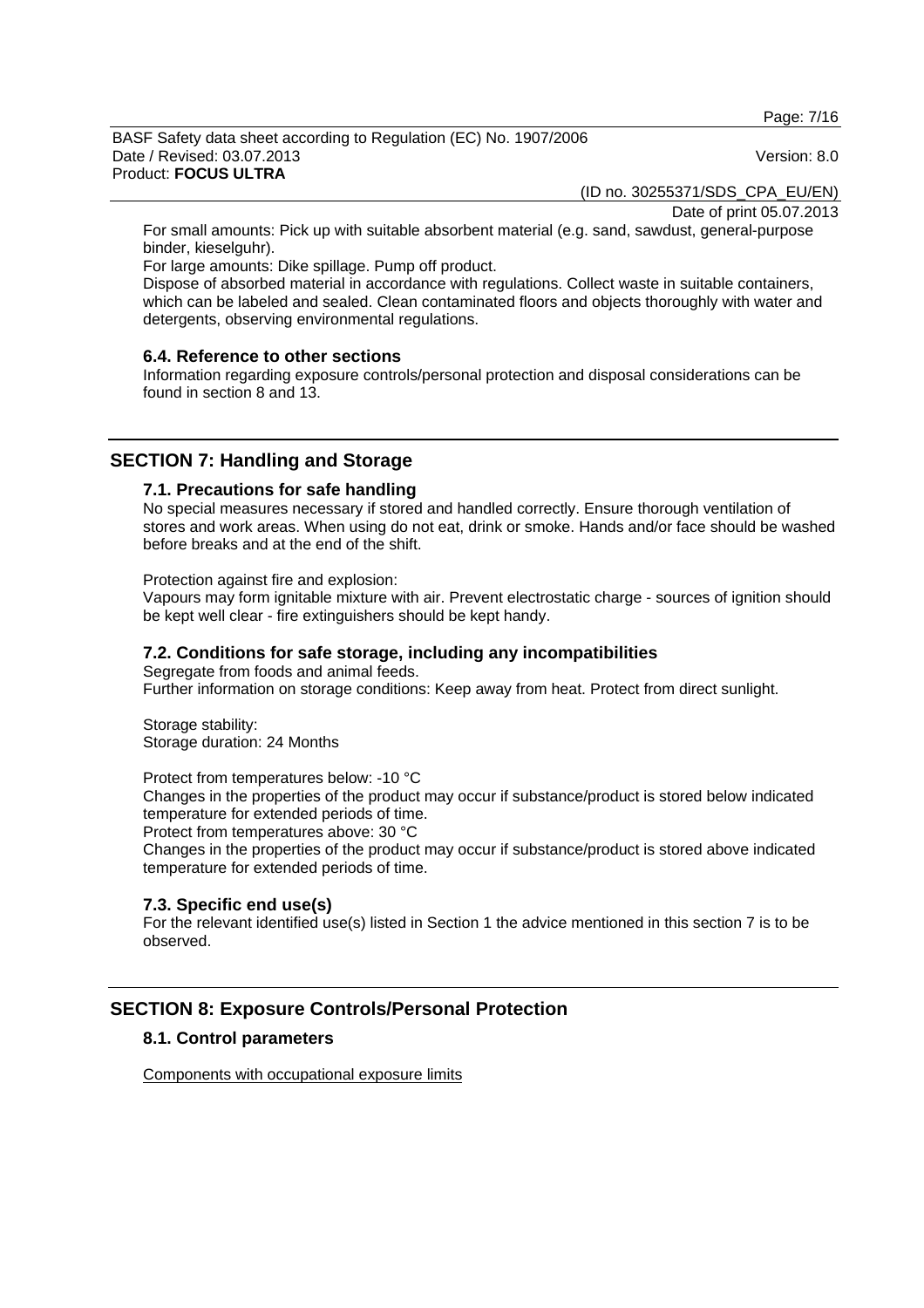For small amounts: Pick up with suitable absorbent material (e.g. sand, sawdust, general-purpose binder, kieselguhr).
For large amounts: Dike spillage. Pump off product.
Dispose of absorbed material in accordance with regulations. Collect waste in suitable containers, which can be labeled and sealed. Clean contaminated floors and objects thoroughly with water and detergents, observing environmental regulations.

### 6.4. Reference to other sections

Information regarding exposure controls/personal protection and disposal considerations can be found in section 8 and 13.

## SECTION 7: Handling and Storage

### 7.1. Precautions for safe handling

No special measures necessary if stored and handled correctly. Ensure thorough ventilation of stores and work areas. When using do not eat, drink or smoke. Hands and/or face should be washed before breaks and at the end of the shift.

Protection against fire and explosion:
Vapours may form ignitable mixture with air. Prevent electrostatic charge - sources of ignition should be kept well clear - fire extinguishers should be kept handy.

### 7.2. Conditions for safe storage, including any incompatibilities

Segregate from foods and animal feeds.
Further information on storage conditions: Keep away from heat. Protect from direct sunlight.

Storage stability:
Storage duration: 24 Months

Protect from temperatures below: -10 °C
Changes in the properties of the product may occur if substance/product is stored below indicated temperature for extended periods of time.
Protect from temperatures above: 30 °C
Changes in the properties of the product may occur if substance/product is stored above indicated temperature for extended periods of time.

### 7.3. Specific end use(s)

For the relevant identified use(s) listed in Section 1 the advice mentioned in this section 7 is to be observed.

## SECTION 8: Exposure Controls/Personal Protection

### 8.1. Control parameters

Components with occupational exposure limits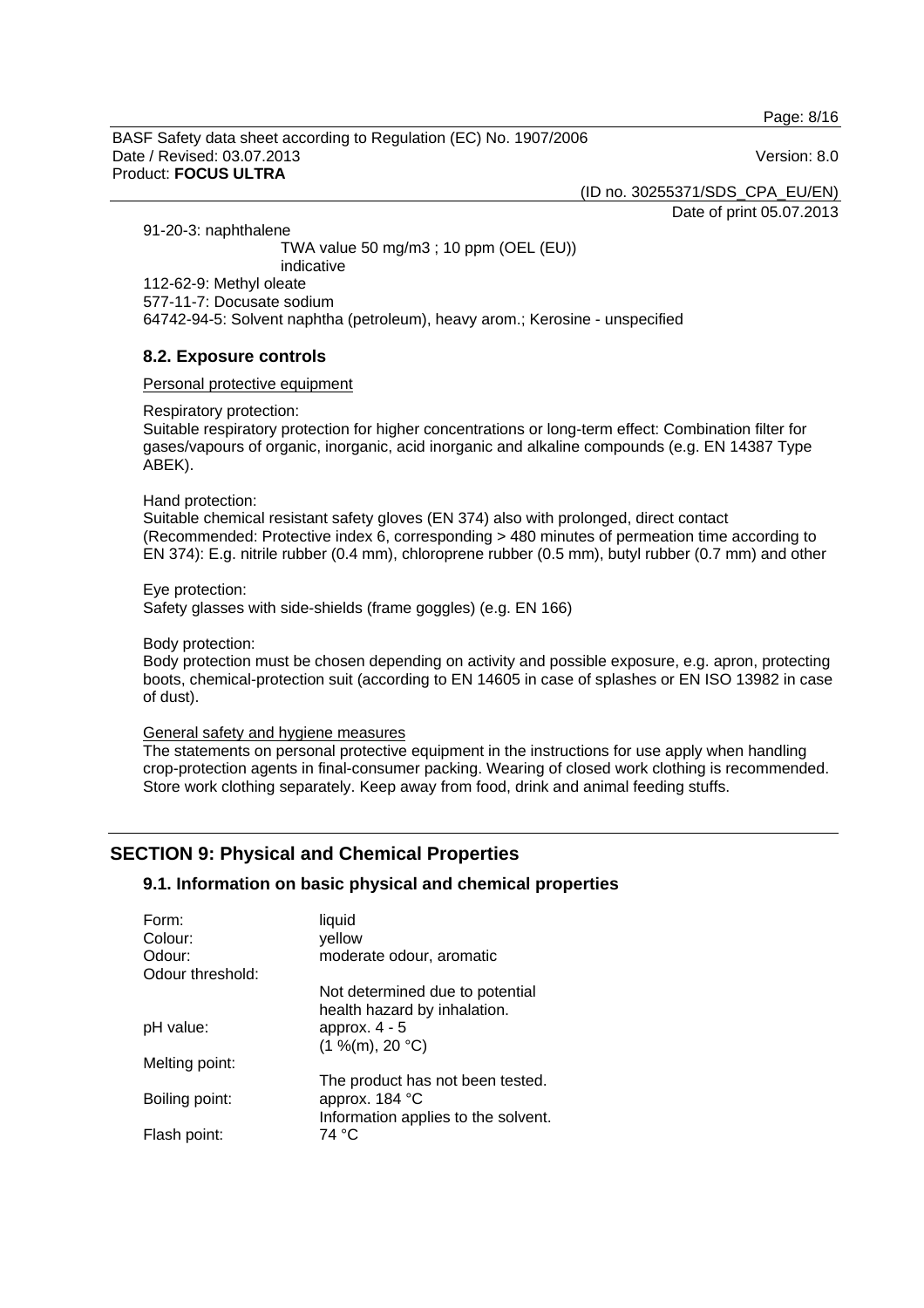91-20-3: naphthalene

TWA value 50 mg/m3 ; 10 ppm (OEL (EU))
indicative

112-62-9: Methyl oleate
577-11-7: Docusate sodium
64742-94-5: Solvent naphtha (petroleum), heavy arom.; Kerosine - unspecified

### 8.2. Exposure controls

Personal protective equipment

Respiratory protection:
Suitable respiratory protection for higher concentrations or long-term effect: Combination filter for gases/vapours of organic, inorganic, acid inorganic and alkaline compounds (e.g. EN 14387 Type ABEK).

Hand protection:
Suitable chemical resistant safety gloves (EN 374) also with prolonged, direct contact (Recommended: Protective index 6, corresponding > 480 minutes of permeation time according to EN 374): E.g. nitrile rubber (0.4 mm), chloroprene rubber (0.5 mm), butyl rubber (0.7 mm) and other

Eye protection:
Safety glasses with side-shields (frame goggles) (e.g. EN 166)

Body protection:
Body protection must be chosen depending on activity and possible exposure, e.g. apron, protecting boots, chemical-protection suit (according to EN 14605 in case of splashes or EN ISO 13982 in case of dust).

General safety and hygiene measures
The statements on personal protective equipment in the instructions for use apply when handling crop-protection agents in final-consumer packing. Wearing of closed work clothing is recommended. Store work clothing separately. Keep away from food, drink and animal feeding stuffs.

## SECTION 9: Physical and Chemical Properties

### 9.1. Information on basic physical and chemical properties

| | |
|---|---|
| Form: | liquid |
| Colour: | yellow |
| Odour: | moderate odour, aromatic |
| Odour threshold: | |
| | Not determined due to potential health hazard by inhalation. |
| pH value: | approx. 4 - 5 |
| | (1 %(m), 20 °C) |
| Melting point: | |
| | The product has not been tested. |
| Boiling point: | approx. 184 °C |
| | Information applies to the solvent. |
| Flash point: | 74 °C |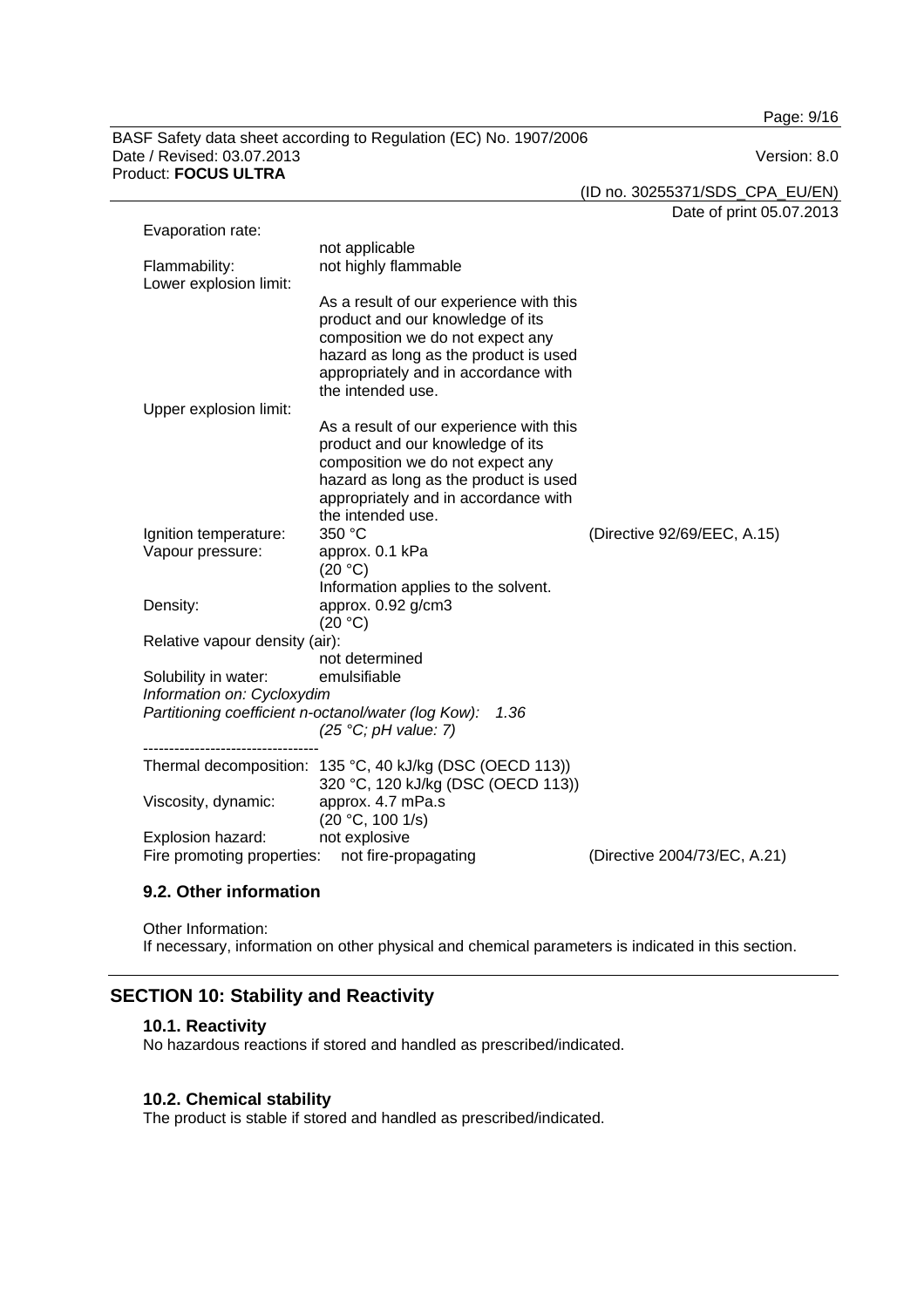Evaporation rate:
not applicable

Flammability: not highly flammable

Lower explosion limit:
As a result of our experience with this product and our knowledge of its composition we do not expect any hazard as long as the product is used appropriately and in accordance with the intended use.

Upper explosion limit:
As a result of our experience with this product and our knowledge of its composition we do not expect any hazard as long as the product is used appropriately and in accordance with the intended use.

| | | |
|---|---|---|
| Ignition temperature: | 350 °C | (Directive 92/69/EEC, A.15) |
| Vapour pressure: | approx. 0.1 kPa<br>(20 °C)<br>Information applies to the solvent. | |
| Density: | approx. 0.92 g/cm3<br>(20 °C) | |

Relative vapour density (air):
not determined

Solubility in water: emulsifiable

*Information on: Cycloxydim*

*Partitioning coefficient n-octanol/water (log Kow): 1.36*
*(25 °C; pH value: 7)*

----------------------------------

| | | |
|---|---|---|
| Thermal decomposition: | 135 °C, 40 kJ/kg (DSC (OECD 113))<br>320 °C, 120 kJ/kg (DSC (OECD 113)) | |
| Viscosity, dynamic: | approx. 4.7 mPa.s<br>(20 °C, 100 1/s) | |
| Explosion hazard: | not explosive | |
| Fire promoting properties: | not fire-propagating | (Directive 2004/73/EC, A.21) |

### 9.2. Other information

Other Information:
If necessary, information on other physical and chemical parameters is indicated in this section.

## SECTION 10: Stability and Reactivity

### 10.1. Reactivity

No hazardous reactions if stored and handled as prescribed/indicated.

### 10.2. Chemical stability

The product is stable if stored and handled as prescribed/indicated.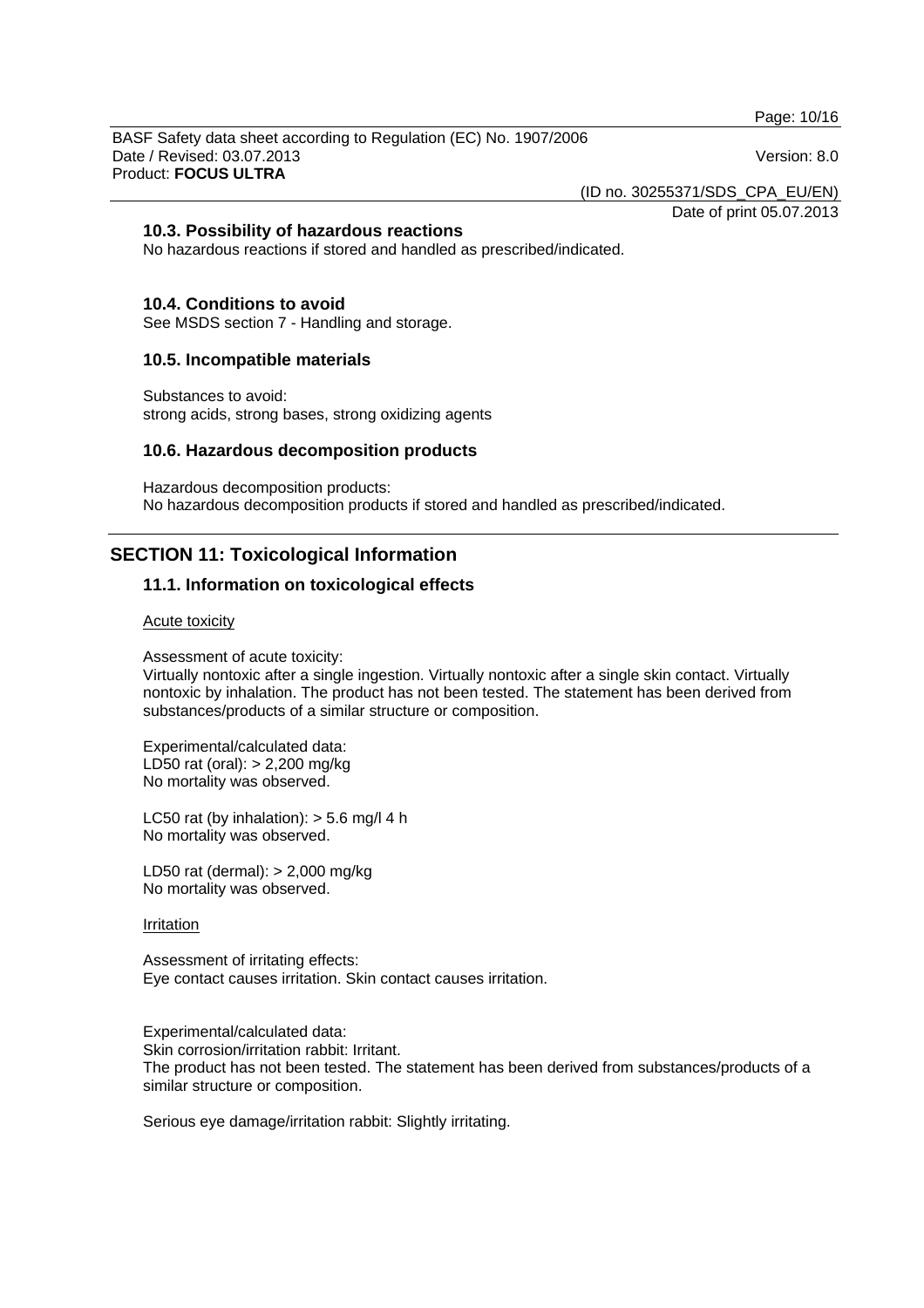### 10.3. Possibility of hazardous reactions

No hazardous reactions if stored and handled as prescribed/indicated.

### 10.4. Conditions to avoid

See MSDS section 7 - Handling and storage.

### 10.5. Incompatible materials

Substances to avoid:
strong acids, strong bases, strong oxidizing agents

### 10.6. Hazardous decomposition products

Hazardous decomposition products:
No hazardous decomposition products if stored and handled as prescribed/indicated.

## SECTION 11: Toxicological Information

### 11.1. Information on toxicological effects

Acute toxicity

Assessment of acute toxicity:
Virtually nontoxic after a single ingestion. Virtually nontoxic after a single skin contact. Virtually nontoxic by inhalation. The product has not been tested. The statement has been derived from substances/products of a similar structure or composition.

Experimental/calculated data:
LD50 rat (oral): > 2,200 mg/kg
No mortality was observed.

LC50 rat (by inhalation): > 5.6 mg/l 4 h
No mortality was observed.

LD50 rat (dermal): > 2,000 mg/kg
No mortality was observed.

Irritation

Assessment of irritating effects:
Eye contact causes irritation. Skin contact causes irritation.

Experimental/calculated data:
Skin corrosion/irritation rabbit: Irritant.
The product has not been tested. The statement has been derived from substances/products of a similar structure or composition.

Serious eye damage/irritation rabbit: Slightly irritating.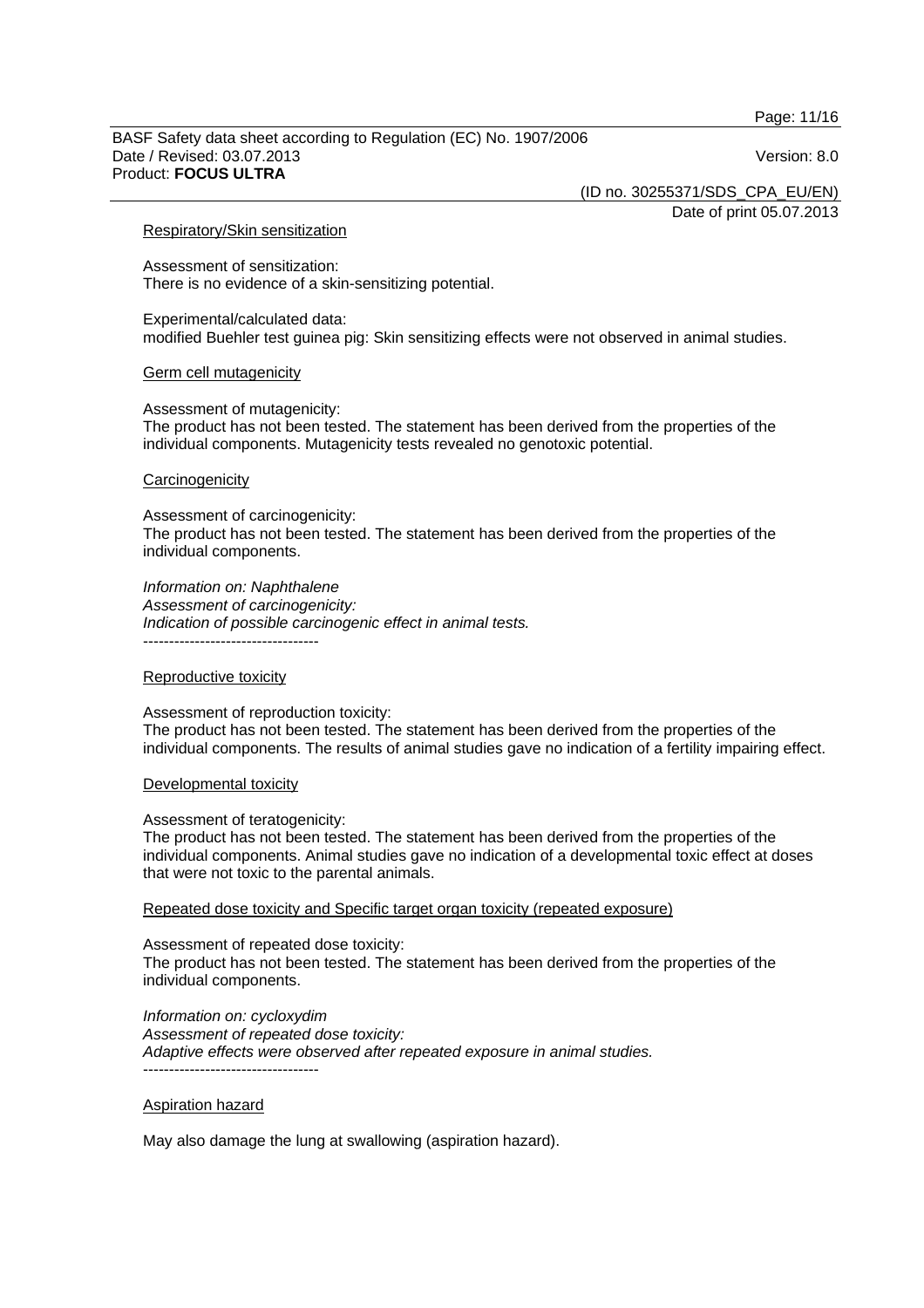Respiratory/Skin sensitization

Assessment of sensitization:
There is no evidence of a skin-sensitizing potential.

Experimental/calculated data:
modified Buehler test guinea pig: Skin sensitizing effects were not observed in animal studies.

Germ cell mutagenicity

Assessment of mutagenicity:
The product has not been tested. The statement has been derived from the properties of the individual components. Mutagenicity tests revealed no genotoxic potential.

Carcinogenicity

Assessment of carcinogenicity:
The product has not been tested. The statement has been derived from the properties of the individual components.

*Information on: Naphthalene*
*Assessment of carcinogenicity:*
*Indication of possible carcinogenic effect in animal tests.*
----------------------------------

Reproductive toxicity

Assessment of reproduction toxicity:
The product has not been tested. The statement has been derived from the properties of the individual components. The results of animal studies gave no indication of a fertility impairing effect.

Developmental toxicity

Assessment of teratogenicity:
The product has not been tested. The statement has been derived from the properties of the individual components. Animal studies gave no indication of a developmental toxic effect at doses that were not toxic to the parental animals.

Repeated dose toxicity and Specific target organ toxicity (repeated exposure)

Assessment of repeated dose toxicity:
The product has not been tested. The statement has been derived from the properties of the individual components.

*Information on: cycloxydim*
*Assessment of repeated dose toxicity:*
*Adaptive effects were observed after repeated exposure in animal studies.*
----------------------------------

Aspiration hazard

May also damage the lung at swallowing (aspiration hazard).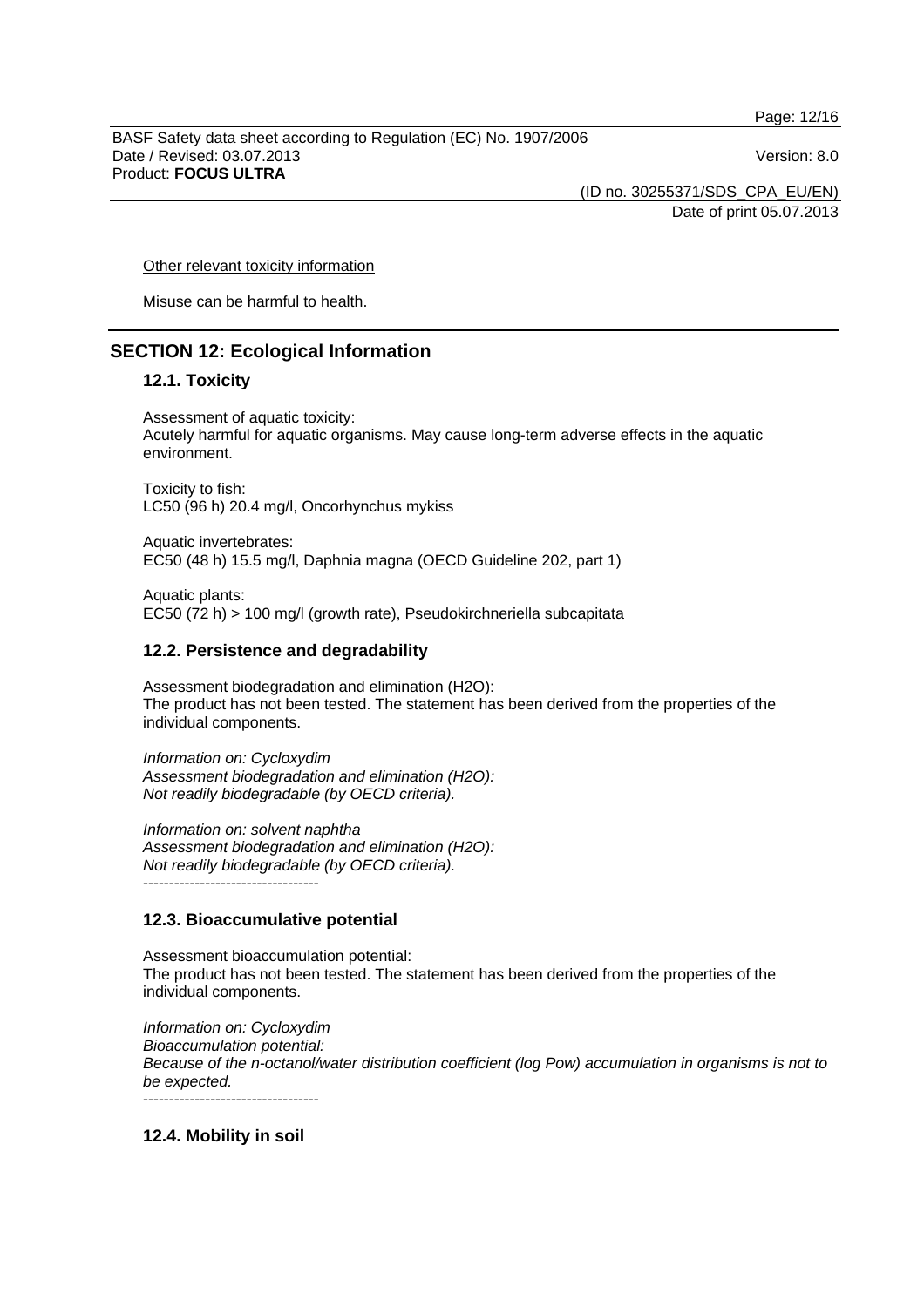Other relevant toxicity information

Misuse can be harmful to health.

## SECTION 12: Ecological Information

### 12.1. Toxicity

Assessment of aquatic toxicity:
Acutely harmful for aquatic organisms. May cause long-term adverse effects in the aquatic environment.

Toxicity to fish:
LC50 (96 h) 20.4 mg/l, Oncorhynchus mykiss

Aquatic invertebrates:
EC50 (48 h) 15.5 mg/l, Daphnia magna (OECD Guideline 202, part 1)

Aquatic plants:
EC50 (72 h) > 100 mg/l (growth rate), Pseudokirchneriella subcapitata

### 12.2. Persistence and degradability

Assessment biodegradation and elimination (H2O):
The product has not been tested. The statement has been derived from the properties of the individual components.

*Information on: Cycloxydim*
*Assessment biodegradation and elimination (H2O):*
*Not readily biodegradable (by OECD criteria).*

*Information on: solvent naphtha*
*Assessment biodegradation and elimination (H2O):*
*Not readily biodegradable (by OECD criteria).*
----------------------------------

### 12.3. Bioaccumulative potential

Assessment bioaccumulation potential:
The product has not been tested. The statement has been derived from the properties of the individual components.

*Information on: Cycloxydim*
*Bioaccumulation potential:*
*Because of the n-octanol/water distribution coefficient (log Pow) accumulation in organisms is not to be expected.*
----------------------------------

### 12.4. Mobility in soil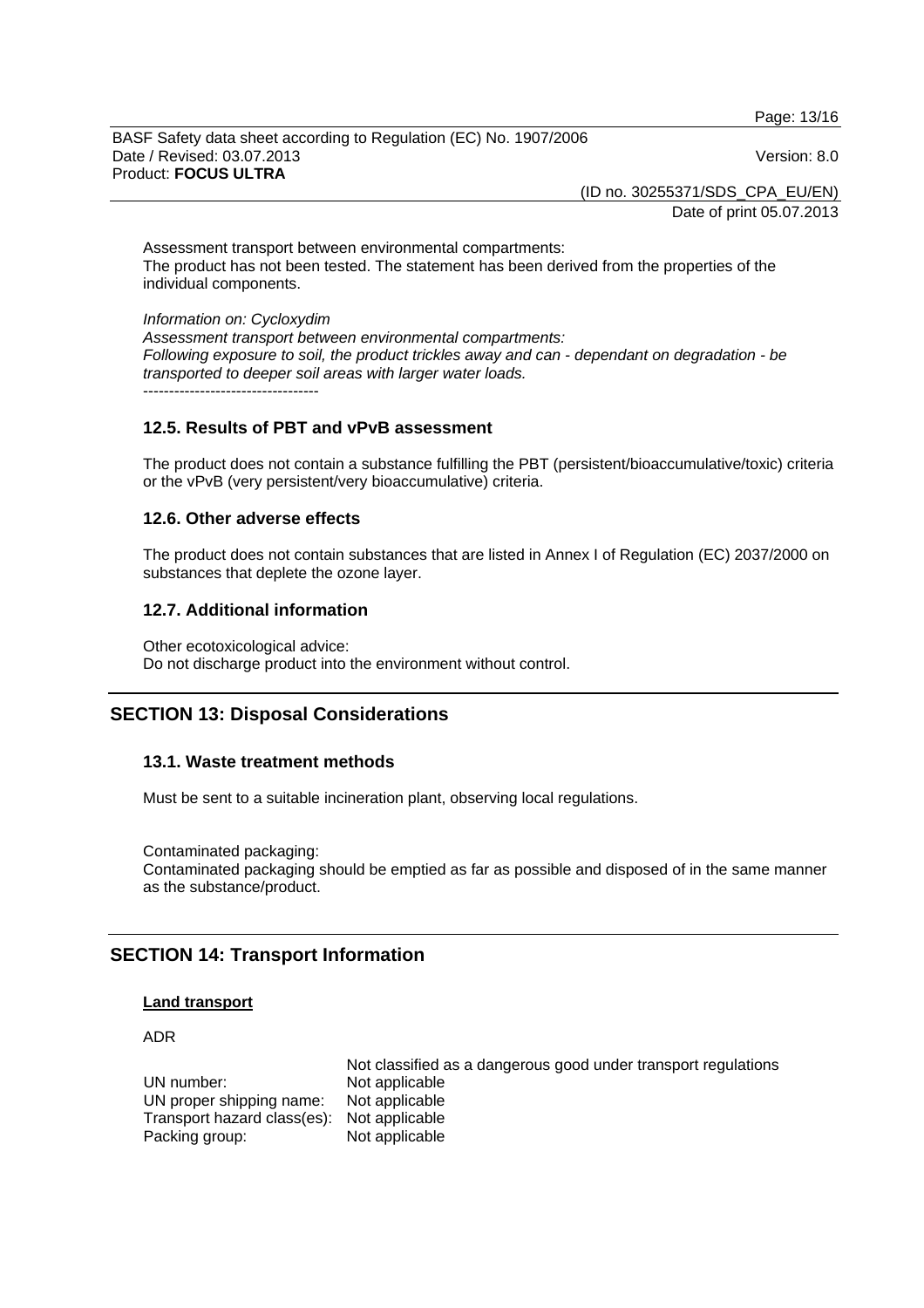Assessment transport between environmental compartments:
The product has not been tested. The statement has been derived from the properties of the individual components.

*Information on: Cycloxydim*
*Assessment transport between environmental compartments:*
*Following exposure to soil, the product trickles away and can - dependant on degradation - be transported to deeper soil areas with larger water loads.*
----------------------------------

### 12.5. Results of PBT and vPvB assessment

The product does not contain a substance fulfilling the PBT (persistent/bioaccumulative/toxic) criteria or the vPvB (very persistent/very bioaccumulative) criteria.

### 12.6. Other adverse effects

The product does not contain substances that are listed in Annex I of Regulation (EC) 2037/2000 on substances that deplete the ozone layer.

### 12.7. Additional information

Other ecotoxicological advice:
Do not discharge product into the environment without control.

## SECTION 13: Disposal Considerations

### 13.1. Waste treatment methods

Must be sent to a suitable incineration plant, observing local regulations.

Contaminated packaging:
Contaminated packaging should be emptied as far as possible and disposed of in the same manner as the substance/product.

## SECTION 14: Transport Information

**Land transport**

ADR

| | Not classified as a dangerous good under transport regulations |
|---|---|
| UN number: | Not applicable |
| UN proper shipping name: | Not applicable |
| Transport hazard class(es): | Not applicable |
| Packing group: | Not applicable |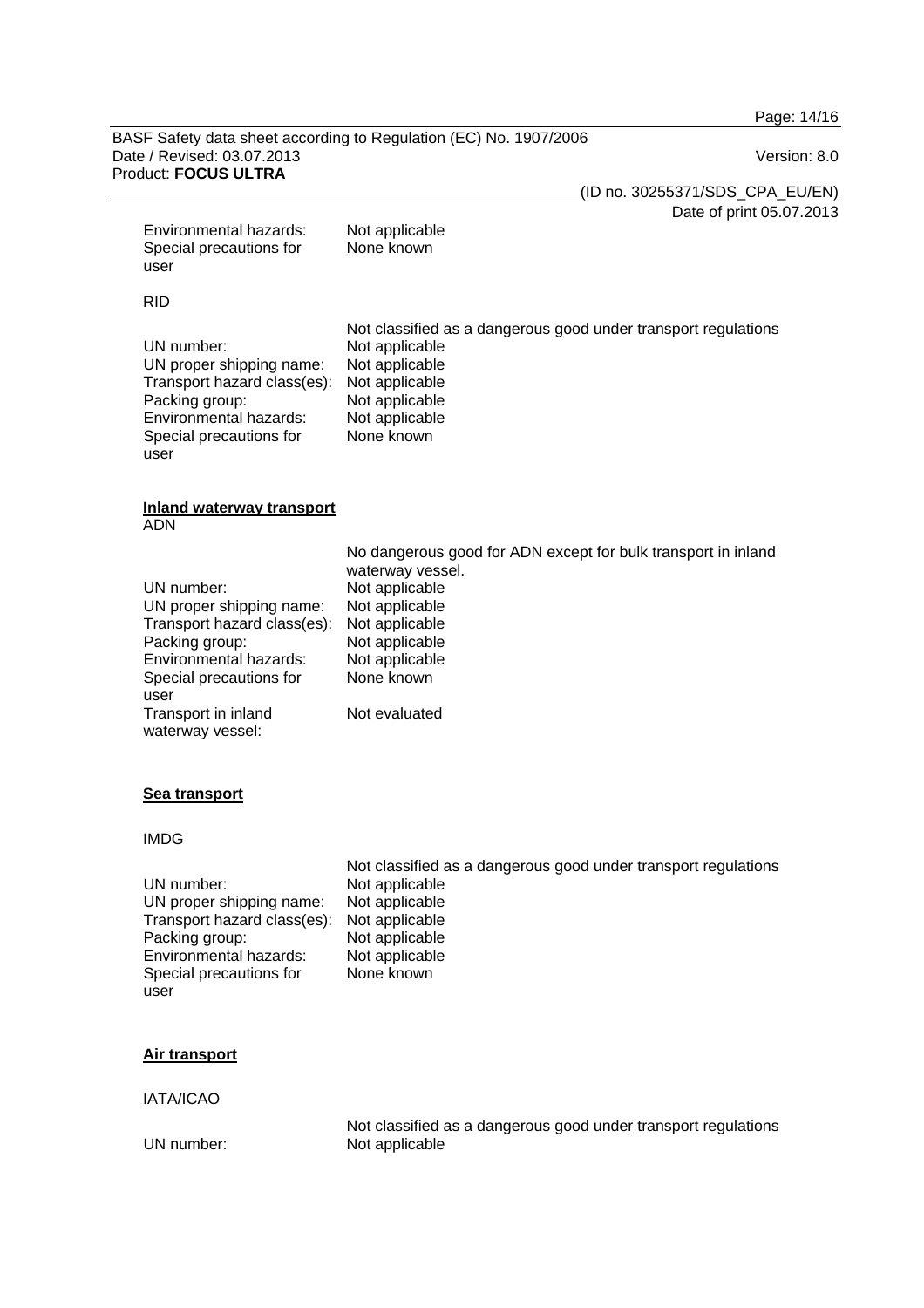| | |
|---|---|
| Environmental hazards: | Not applicable |
| Special precautions for user | None known |

RID

Not classified as a dangerous good under transport regulations

| | |
|---|---|
| UN number: | Not applicable |
| UN proper shipping name: | Not applicable |
| Transport hazard class(es): | Not applicable |
| Packing group: | Not applicable |
| Environmental hazards: | Not applicable |
| Special precautions for user | None known |

**Inland waterway transport**

ADN

No dangerous good for ADN except for bulk transport in inland waterway vessel.

| | |
|---|---|
| UN number: | Not applicable |
| UN proper shipping name: | Not applicable |
| Transport hazard class(es): | Not applicable |
| Packing group: | Not applicable |
| Environmental hazards: | Not applicable |
| Special precautions for user | None known |
| Transport in inland waterway vessel: | Not evaluated |

**Sea transport**

IMDG

Not classified as a dangerous good under transport regulations

| | |
|---|---|
| UN number: | Not applicable |
| UN proper shipping name: | Not applicable |
| Transport hazard class(es): | Not applicable |
| Packing group: | Not applicable |
| Environmental hazards: | Not applicable |
| Special precautions for user | None known |

**Air transport**

IATA/ICAO

Not classified as a dangerous good under transport regulations

| | |
|---|---|
| UN number: | Not applicable |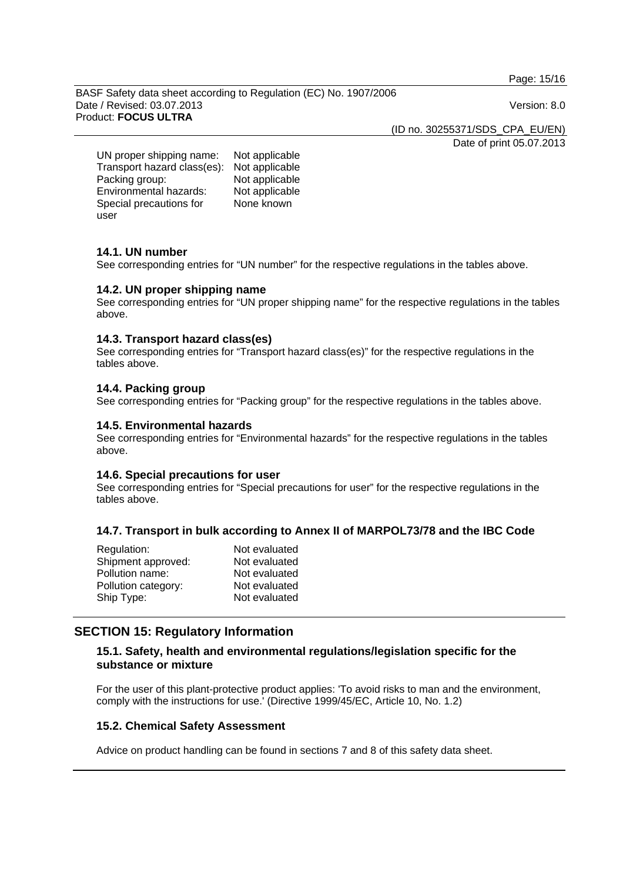| | |
|---|---|
| UN proper shipping name: | Not applicable |
| Transport hazard class(es): | Not applicable |
| Packing group: | Not applicable |
| Environmental hazards: | Not applicable |
| Special precautions for user | None known |

### 14.1. UN number

See corresponding entries for “UN number” for the respective regulations in the tables above.

### 14.2. UN proper shipping name

See corresponding entries for “UN proper shipping name” for the respective regulations in the tables above.

### 14.3. Transport hazard class(es)

See corresponding entries for “Transport hazard class(es)” for the respective regulations in the tables above.

### 14.4. Packing group

See corresponding entries for “Packing group” for the respective regulations in the tables above.

### 14.5. Environmental hazards

See corresponding entries for “Environmental hazards” for the respective regulations in the tables above.

### 14.6. Special precautions for user

See corresponding entries for “Special precautions for user” for the respective regulations in the tables above.

### 14.7. Transport in bulk according to Annex II of MARPOL73/78 and the IBC Code

| | |
|---|---|
| Regulation: | Not evaluated |
| Shipment approved: | Not evaluated |
| Pollution name: | Not evaluated |
| Pollution category: | Not evaluated |
| Ship Type: | Not evaluated |

## SECTION 15: Regulatory Information

### 15.1. Safety, health and environmental regulations/legislation specific for the substance or mixture

For the user of this plant-protective product applies: 'To avoid risks to man and the environment, comply with the instructions for use.' (Directive 1999/45/EC, Article 10, No. 1.2)

### 15.2. Chemical Safety Assessment

Advice on product handling can be found in sections 7 and 8 of this safety data sheet.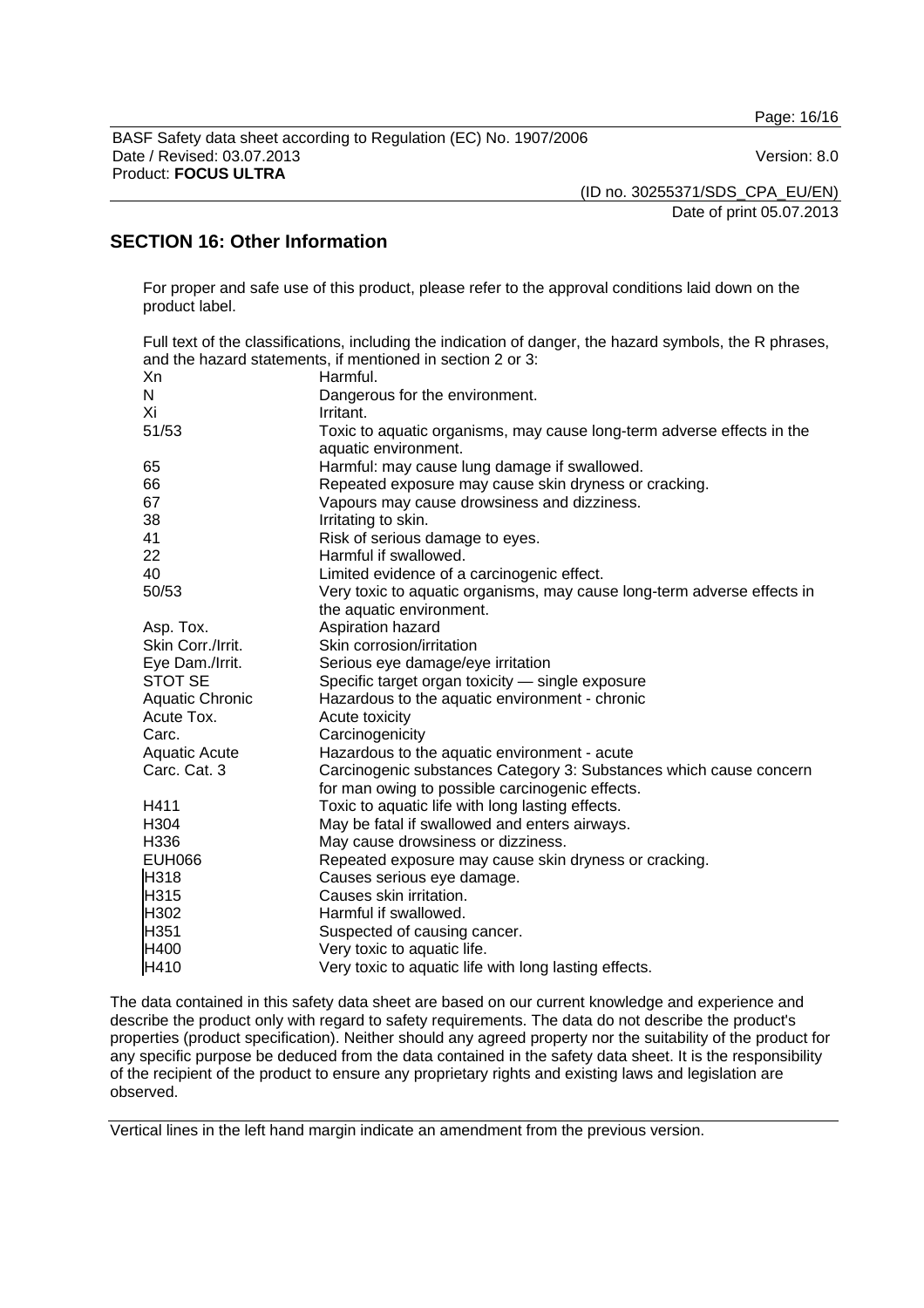## SECTION 16: Other Information

For proper and safe use of this product, please refer to the approval conditions laid down on the product label.

Full text of the classifications, including the indication of danger, the hazard symbols, the R phrases, and the hazard statements, if mentioned in section 2 or 3:

| | |
|---|---|
| Xn | Harmful. |
| N | Dangerous for the environment. |
| Xi | Irritant. |
| 51/53 | Toxic to aquatic organisms, may cause long-term adverse effects in the aquatic environment. |
| 65 | Harmful: may cause lung damage if swallowed. |
| 66 | Repeated exposure may cause skin dryness or cracking. |
| 67 | Vapours may cause drowsiness and dizziness. |
| 38 | Irritating to skin. |
| 41 | Risk of serious damage to eyes. |
| 22 | Harmful if swallowed. |
| 40 | Limited evidence of a carcinogenic effect. |
| 50/53 | Very toxic to aquatic organisms, may cause long-term adverse effects in the aquatic environment. |
| Asp. Tox. | Aspiration hazard |
| Skin Corr./Irrit. | Skin corrosion/irritation |
| Eye Dam./Irrit. | Serious eye damage/eye irritation |
| STOT SE | Specific target organ toxicity — single exposure |
| Aquatic Chronic | Hazardous to the aquatic environment - chronic |
| Acute Tox. | Acute toxicity |
| Carc. | Carcinogenicity |
| Aquatic Acute | Hazardous to the aquatic environment - acute |
| Carc. Cat. 3 | Carcinogenic substances Category 3: Substances which cause concern for man owing to possible carcinogenic effects. |
| H411 | Toxic to aquatic life with long lasting effects. |
| H304 | May be fatal if swallowed and enters airways. |
| H336 | May cause drowsiness or dizziness. |
| EUH066 | Repeated exposure may cause skin dryness or cracking. |
| H318 | Causes serious eye damage. |
| H315 | Causes skin irritation. |
| H302 | Harmful if swallowed. |
| H351 | Suspected of causing cancer. |
| H400 | Very toxic to aquatic life. |
| H410 | Very toxic to aquatic life with long lasting effects. |

The data contained in this safety data sheet are based on our current knowledge and experience and describe the product only with regard to safety requirements. The data do not describe the product's properties (product specification). Neither should any agreed property nor the suitability of the product for any specific purpose be deduced from the data contained in the safety data sheet. It is the responsibility of the recipient of the product to ensure any proprietary rights and existing laws and legislation are observed.

---

Vertical lines in the left hand margin indicate an amendment from the previous version.